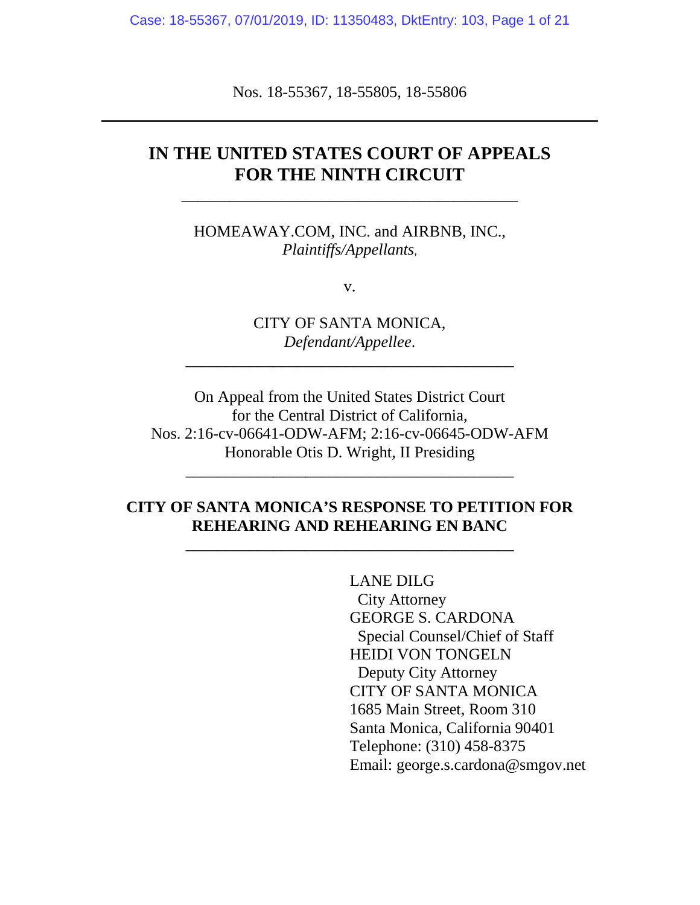Nos. 18-55367, 18-55805, 18-55806

---

# IN THE UNITED STATES COURT OF APPEALS FOR THE NINTH CIRCUIT

---

HOMEAWAY.COM, INC. and AIRBNB, INC.,
*Plaintiffs/Appellants*,

v.

CITY OF SANTA MONICA,
*Defendant/Appellee*.

---

On Appeal from the United States District Court
for the Central District of California,
Nos. 2:16-cv-06641-ODW-AFM; 2:16-cv-06645-ODW-AFM
Honorable Otis D. Wright, II Presiding

---

## CITY OF SANTA MONICA'S RESPONSE TO PETITION FOR REHEARING AND REHEARING EN BANC

---

LANE DILG
City Attorney
GEORGE S. CARDONA
Special Counsel/Chief of Staff
HEIDI VON TONGELN
Deputy City Attorney
CITY OF SANTA MONICA
1685 Main Street, Room 310
Santa Monica, California 90401
Telephone: (310) 458-8375
Email: george.s.cardona@smgov.net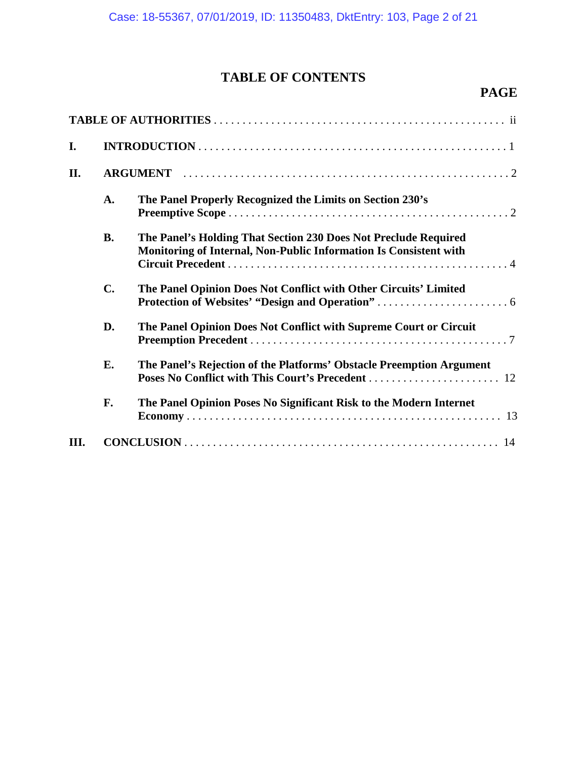# TABLE OF CONTENTS

**PAGE**

**TABLE OF AUTHORITIES** . . . . . . . . . . . . . . . . . . . . . . . . . . . . . . . . . . . . . . . . . . . . . . . . . ii

**I. INTRODUCTION** . . . . . . . . . . . . . . . . . . . . . . . . . . . . . . . . . . . . . . . . . . . . . . . . . . . . . 1

**II. ARGUMENT** . . . . . . . . . . . . . . . . . . . . . . . . . . . . . . . . . . . . . . . . . . . . . . . . . . . . . . . 2

- **A. The Panel Properly Recognized the Limits on Section 230's Preemptive Scope** . . . . . . . . . . . . . . . . . . . . . . . . . . . . . . . . . . . . . . . . . . . . . . . . . 2

- **B. The Panel's Holding That Section 230 Does Not Preclude Required Monitoring of Internal, Non-Public Information Is Consistent with Circuit Precedent** . . . . . . . . . . . . . . . . . . . . . . . . . . . . . . . . . . . . . . . . . . . . . . . . . 4

- **C. The Panel Opinion Does Not Conflict with Other Circuits' Limited Protection of Websites' "Design and Operation"** . . . . . . . . . . . . . . . . . . . . . . . . 6

- **D. The Panel Opinion Does Not Conflict with Supreme Court or Circuit Preemption Precedent** . . . . . . . . . . . . . . . . . . . . . . . . . . . . . . . . . . . . . . . . . . . . . 7

- **E. The Panel's Rejection of the Platforms' Obstacle Preemption Argument Poses No Conflict with This Court's Precedent** . . . . . . . . . . . . . . . . . . . . . . . . 12

- **F. The Panel Opinion Poses No Significant Risk to the Modern Internet Economy** . . . . . . . . . . . . . . . . . . . . . . . . . . . . . . . . . . . . . . . . . . . . . . . . . . . . 13

**III. CONCLUSION** . . . . . . . . . . . . . . . . . . . . . . . . . . . . . . . . . . . . . . . . . . . . . . . . . . . . . . 14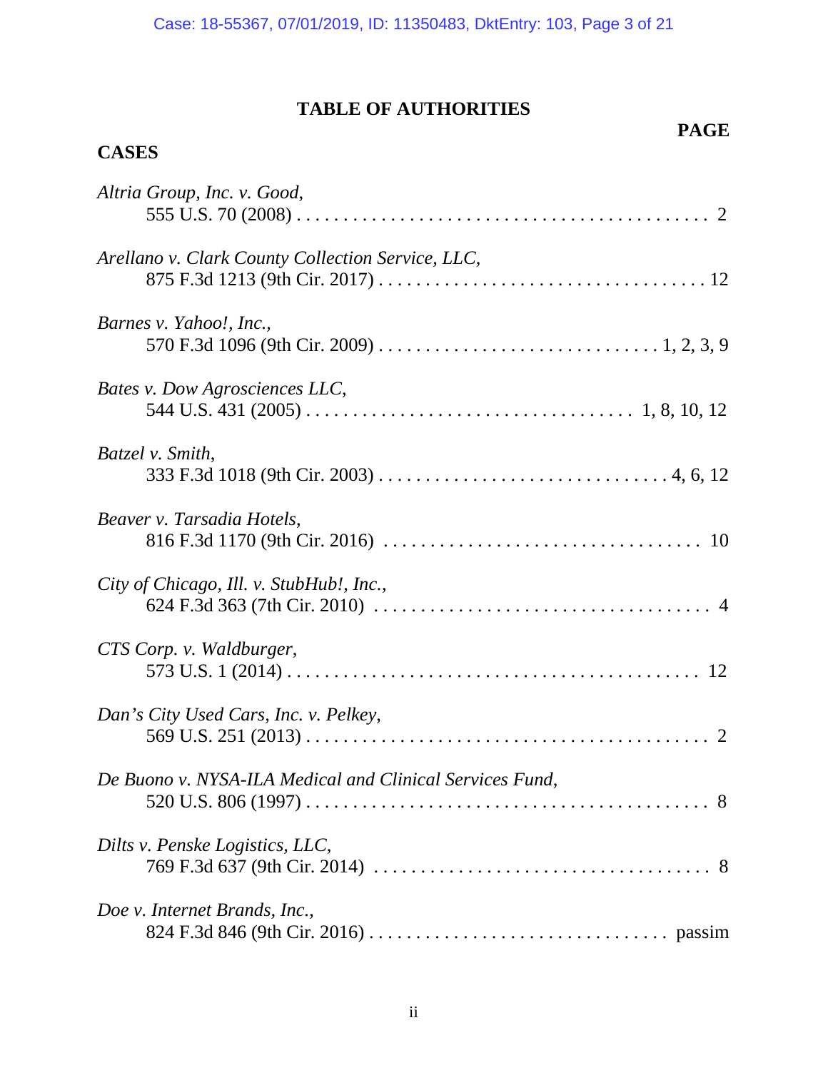## TABLE OF AUTHORITIES

**CASES** **PAGE**

*Altria Group, Inc. v. Good*,
555 U.S. 70 (2008) . . . . . . . . . . . . . . . . . . . . . . . . . . . . . . . . . . . . . . . . . . . . 2

*Arellano v. Clark County Collection Service, LLC*,
875 F.3d 1213 (9th Cir. 2017) . . . . . . . . . . . . . . . . . . . . . . . . . . . . . . . . . . . 12

*Barnes v. Yahoo!, Inc.*,
570 F.3d 1096 (9th Cir. 2009) . . . . . . . . . . . . . . . . . . . . . . . . . . . . . . 1, 2, 3, 9

*Bates v. Dow Agrosciences LLC*,
544 U.S. 431 (2005) . . . . . . . . . . . . . . . . . . . . . . . . . . . . . . . . . 1, 8, 10, 12

*Batzel v. Smith*,
333 F.3d 1018 (9th Cir. 2003) . . . . . . . . . . . . . . . . . . . . . . . . . . . . . . . . 4, 6, 12

*Beaver v. Tarsadia Hotels*,
816 F.3d 1170 (9th Cir. 2016) . . . . . . . . . . . . . . . . . . . . . . . . . . . . . . . . . 10

*City of Chicago, Ill. v. StubHub!, Inc.*,
624 F.3d 363 (7th Cir. 2010) . . . . . . . . . . . . . . . . . . . . . . . . . . . . . . . . . . . 4

*CTS Corp. v. Waldburger*,
573 U.S. 1 (2014) . . . . . . . . . . . . . . . . . . . . . . . . . . . . . . . . . . . . . . . . . . . 12

*Dan's City Used Cars, Inc. v. Pelkey*,
569 U.S. 251 (2013) . . . . . . . . . . . . . . . . . . . . . . . . . . . . . . . . . . . . . . . . . . 2

*De Buono v. NYSA-ILA Medical and Clinical Services Fund*,
520 U.S. 806 (1997) . . . . . . . . . . . . . . . . . . . . . . . . . . . . . . . . . . . . . . . . . . 8

*Dilts v. Penske Logistics, LLC*,
769 F.3d 637 (9th Cir. 2014) . . . . . . . . . . . . . . . . . . . . . . . . . . . . . . . . . . . 8

*Doe v. Internet Brands, Inc.*,
824 F.3d 846 (9th Cir. 2016) . . . . . . . . . . . . . . . . . . . . . . . . . . . . . . . . passim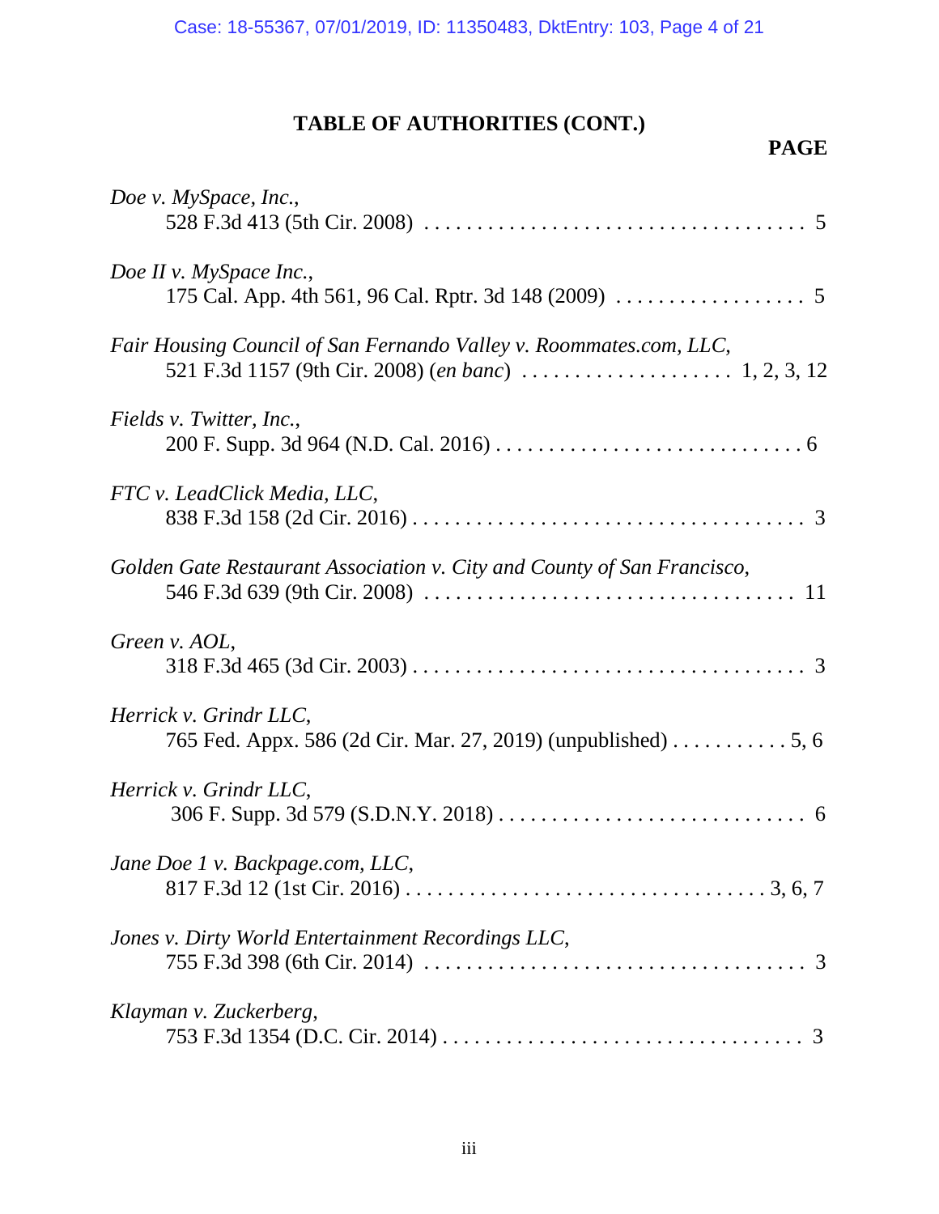## TABLE OF AUTHORITIES (CONT.)

**PAGE**

*Doe v. MySpace, Inc.*,
528 F.3d 413 (5th Cir. 2008) . . . . . . . . . . . . . . . . . . . . . . . . . . . . . . . . . . . . 5

*Doe II v. MySpace Inc.*,
175 Cal. App. 4th 561, 96 Cal. Rptr. 3d 148 (2009) . . . . . . . . . . . . . . . . . . 5

*Fair Housing Council of San Fernando Valley v. Roommates.com, LLC*,
521 F.3d 1157 (9th Cir. 2008) (*en banc*) . . . . . . . . . . . . . . . . . . . . 1, 2, 3, 12

*Fields v. Twitter, Inc.*,
200 F. Supp. 3d 964 (N.D. Cal. 2016) . . . . . . . . . . . . . . . . . . . . . . . . . . . . . 6

*FTC v. LeadClick Media, LLC*,
838 F.3d 158 (2d Cir. 2016) . . . . . . . . . . . . . . . . . . . . . . . . . . . . . . . . . . . . . 3

*Golden Gate Restaurant Association v. City and County of San Francisco*,
546 F.3d 639 (9th Cir. 2008) . . . . . . . . . . . . . . . . . . . . . . . . . . . . . . . . . . 11

*Green v. AOL*,
318 F.3d 465 (3d Cir. 2003) . . . . . . . . . . . . . . . . . . . . . . . . . . . . . . . . . . . . . 3

*Herrick v. Grindr LLC*,
765 Fed. Appx. 586 (2d Cir. Mar. 27, 2019) (unpublished) . . . . . . . . . . . 5, 6

*Herrick v. Grindr LLC*,
306 F. Supp. 3d 579 (S.D.N.Y. 2018) . . . . . . . . . . . . . . . . . . . . . . . . . . . . 6

*Jane Doe 1 v. Backpage.com, LLC*,
817 F.3d 12 (1st Cir. 2016) . . . . . . . . . . . . . . . . . . . . . . . . . . . . . . . . . . 3, 6, 7

*Jones v. Dirty World Entertainment Recordings LLC*,
755 F.3d 398 (6th Cir. 2014) . . . . . . . . . . . . . . . . . . . . . . . . . . . . . . . . . . . . 3

*Klayman v. Zuckerberg*,
753 F.3d 1354 (D.C. Cir. 2014) . . . . . . . . . . . . . . . . . . . . . . . . . . . . . . . . . . 3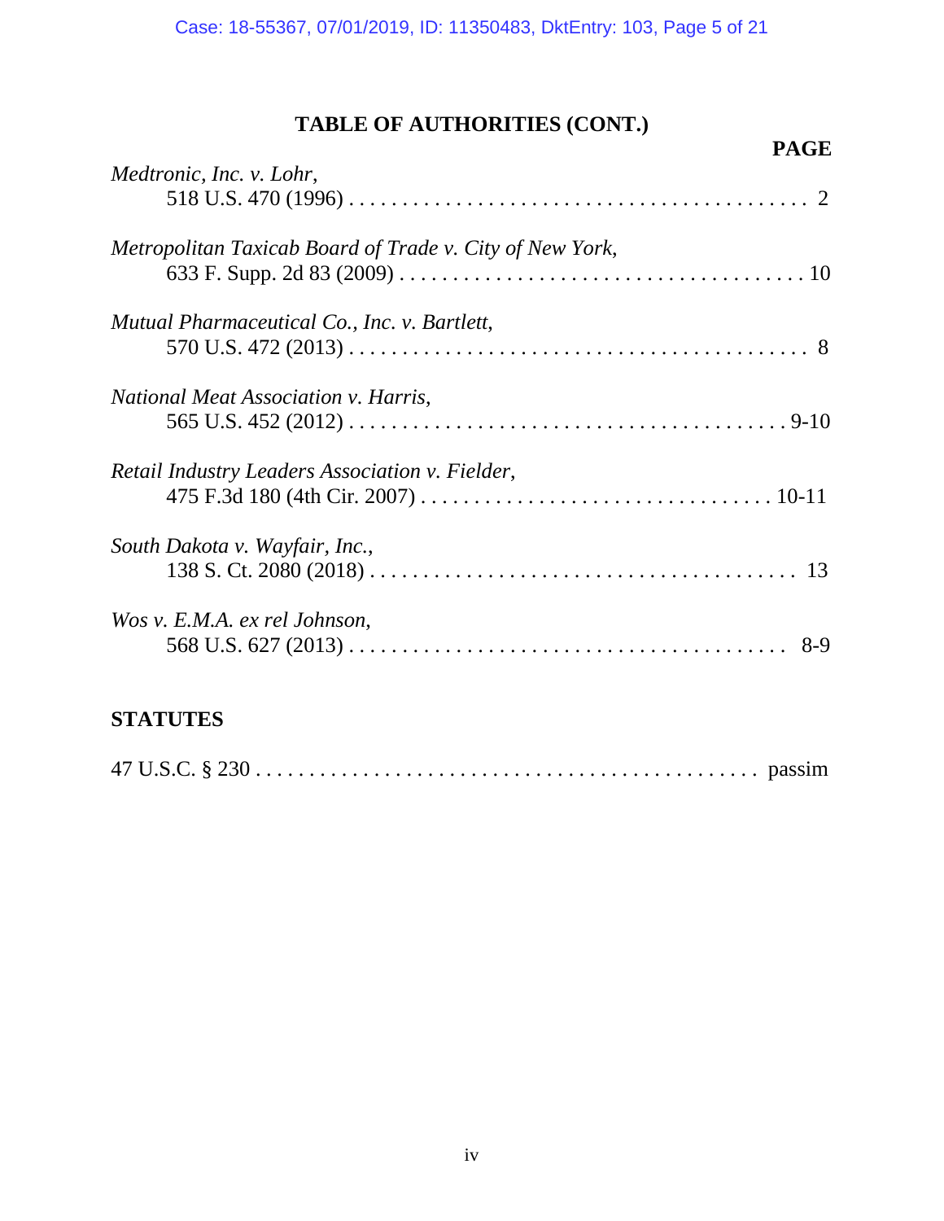## TABLE OF AUTHORITIES (CONT.)

**PAGE**

*Medtronic, Inc. v. Lohr*,
518 U.S. 470 (1996) . . . . . . . . . . . . . . . . . . . . . . . . . . . . . . . . . . . . . . . . . 2

*Metropolitan Taxicab Board of Trade v. City of New York*,
633 F. Supp. 2d 83 (2009) . . . . . . . . . . . . . . . . . . . . . . . . . . . . . . . . . . . . . 10

*Mutual Pharmaceutical Co., Inc. v. Bartlett*,
570 U.S. 472 (2013) . . . . . . . . . . . . . . . . . . . . . . . . . . . . . . . . . . . . . . . . . 8

*National Meat Association v. Harris*,
565 U.S. 452 (2012) . . . . . . . . . . . . . . . . . . . . . . . . . . . . . . . . . . . . . . . 9-10

*Retail Industry Leaders Association v. Fielder*,
475 F.3d 180 (4th Cir. 2007) . . . . . . . . . . . . . . . . . . . . . . . . . . . . . . . . 10-11

*South Dakota v. Wayfair, Inc.*,
138 S. Ct. 2080 (2018) . . . . . . . . . . . . . . . . . . . . . . . . . . . . . . . . . . . . . . 13

*Wos v. E.M.A. ex rel Johnson*,
568 U.S. 627 (2013) . . . . . . . . . . . . . . . . . . . . . . . . . . . . . . . . . . . . . . . 8-9

## STATUTES

47 U.S.C. § 230 . . . . . . . . . . . . . . . . . . . . . . . . . . . . . . . . . . . . . . . . . . . passim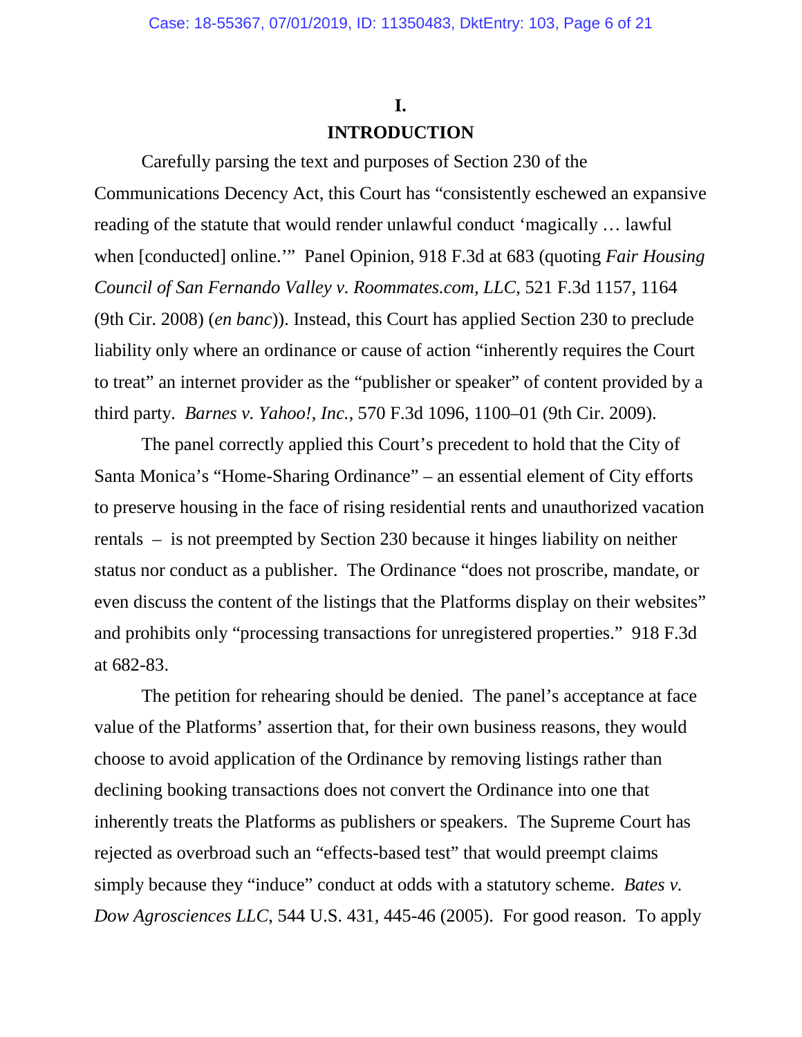# I.

# INTRODUCTION

Carefully parsing the text and purposes of Section 230 of the Communications Decency Act, this Court has "consistently eschewed an expansive reading of the statute that would render unlawful conduct 'magically … lawful when [conducted] online.'" Panel Opinion, 918 F.3d at 683 (quoting *Fair Housing Council of San Fernando Valley v. Roommates.com, LLC*, 521 F.3d 1157, 1164 (9th Cir. 2008) (*en banc*)). Instead, this Court has applied Section 230 to preclude liability only where an ordinance or cause of action "inherently requires the Court to treat" an internet provider as the "publisher or speaker" of content provided by a third party. *Barnes v. Yahoo!, Inc.*, 570 F.3d 1096, 1100–01 (9th Cir. 2009).

The panel correctly applied this Court's precedent to hold that the City of Santa Monica's "Home-Sharing Ordinance" – an essential element of City efforts to preserve housing in the face of rising residential rents and unauthorized vacation rentals – is not preempted by Section 230 because it hinges liability on neither status nor conduct as a publisher. The Ordinance "does not proscribe, mandate, or even discuss the content of the listings that the Platforms display on their websites" and prohibits only "processing transactions for unregistered properties." 918 F.3d at 682-83.

The petition for rehearing should be denied. The panel's acceptance at face value of the Platforms' assertion that, for their own business reasons, they would choose to avoid application of the Ordinance by removing listings rather than declining booking transactions does not convert the Ordinance into one that inherently treats the Platforms as publishers or speakers. The Supreme Court has rejected as overbroad such an "effects-based test" that would preempt claims simply because they "induce" conduct at odds with a statutory scheme. *Bates v. Dow Agrosciences LLC*, 544 U.S. 431, 445-46 (2005). For good reason. To apply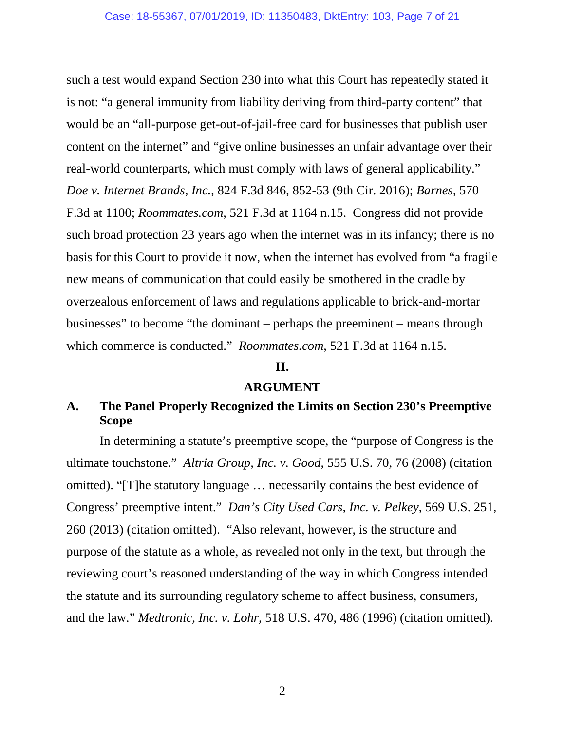such a test would expand Section 230 into what this Court has repeatedly stated it is not: "a general immunity from liability deriving from third-party content" that would be an "all-purpose get-out-of-jail-free card for businesses that publish user content on the internet" and "give online businesses an unfair advantage over their real-world counterparts, which must comply with laws of general applicability." *Doe v. Internet Brands, Inc.*, 824 F.3d 846, 852-53 (9th Cir. 2016); *Barnes*, 570 F.3d at 1100; *Roommates.com*, 521 F.3d at 1164 n.15. Congress did not provide such broad protection 23 years ago when the internet was in its infancy; there is no basis for this Court to provide it now, when the internet has evolved from "a fragile new means of communication that could easily be smothered in the cradle by overzealous enforcement of laws and regulations applicable to brick-and-mortar businesses" to become "the dominant – perhaps the preeminent – means through which commerce is conducted." *Roommates.com*, 521 F.3d at 1164 n.15.

## II.

## ARGUMENT

### A. The Panel Properly Recognized the Limits on Section 230's Preemptive Scope

In determining a statute's preemptive scope, the "purpose of Congress is the ultimate touchstone." *Altria Group, Inc. v. Good*, 555 U.S. 70, 76 (2008) (citation omitted). "[T]he statutory language … necessarily contains the best evidence of Congress' preemptive intent." *Dan's City Used Cars, Inc. v. Pelkey*, 569 U.S. 251, 260 (2013) (citation omitted). "Also relevant, however, is the structure and purpose of the statute as a whole, as revealed not only in the text, but through the reviewing court's reasoned understanding of the way in which Congress intended the statute and its surrounding regulatory scheme to affect business, consumers, and the law." *Medtronic, Inc. v. Lohr*, 518 U.S. 470, 486 (1996) (citation omitted).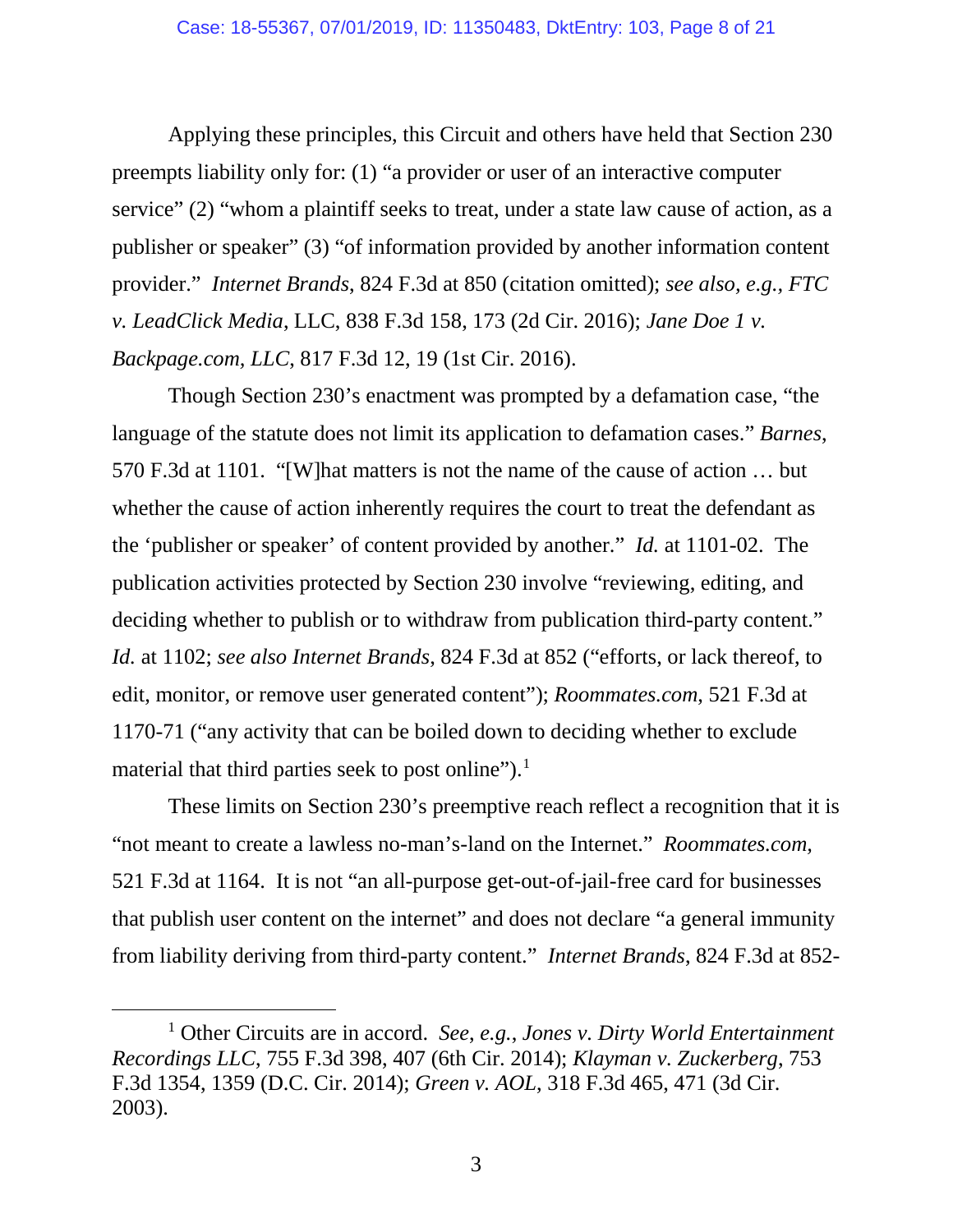Applying these principles, this Circuit and others have held that Section 230 preempts liability only for: (1) "a provider or user of an interactive computer service" (2) "whom a plaintiff seeks to treat, under a state law cause of action, as a publisher or speaker" (3) "of information provided by another information content provider." *Internet Brands*, 824 F.3d at 850 (citation omitted); *see also, e.g., FTC v. LeadClick Media*, LLC, 838 F.3d 158, 173 (2d Cir. 2016); *Jane Doe 1 v. Backpage.com, LLC*, 817 F.3d 12, 19 (1st Cir. 2016).

Though Section 230's enactment was prompted by a defamation case, "the language of the statute does not limit its application to defamation cases." *Barnes*, 570 F.3d at 1101. "[W]hat matters is not the name of the cause of action … but whether the cause of action inherently requires the court to treat the defendant as the 'publisher or speaker' of content provided by another." *Id.* at 1101-02. The publication activities protected by Section 230 involve "reviewing, editing, and deciding whether to publish or to withdraw from publication third-party content." *Id.* at 1102; *see also Internet Brands*, 824 F.3d at 852 ("efforts, or lack thereof, to edit, monitor, or remove user generated content"); *Roommates.com*, 521 F.3d at 1170-71 ("any activity that can be boiled down to deciding whether to exclude material that third parties seek to post online").[1]

These limits on Section 230's preemptive reach reflect a recognition that it is "not meant to create a lawless no-man's-land on the Internet." *Roommates.com,* 521 F.3d at 1164. It is not "an all-purpose get-out-of-jail-free card for businesses that publish user content on the internet" and does not declare "a general immunity from liability deriving from third-party content." *Internet Brands*, 824 F.3d at 852-

[1] Other Circuits are in accord. *See, e.g.*, *Jones v. Dirty World Entertainment Recordings LLC*, 755 F.3d 398, 407 (6th Cir. 2014); *Klayman v. Zuckerberg*, 753 F.3d 1354, 1359 (D.C. Cir. 2014); *Green v. AOL*, 318 F.3d 465, 471 (3d Cir. 2003).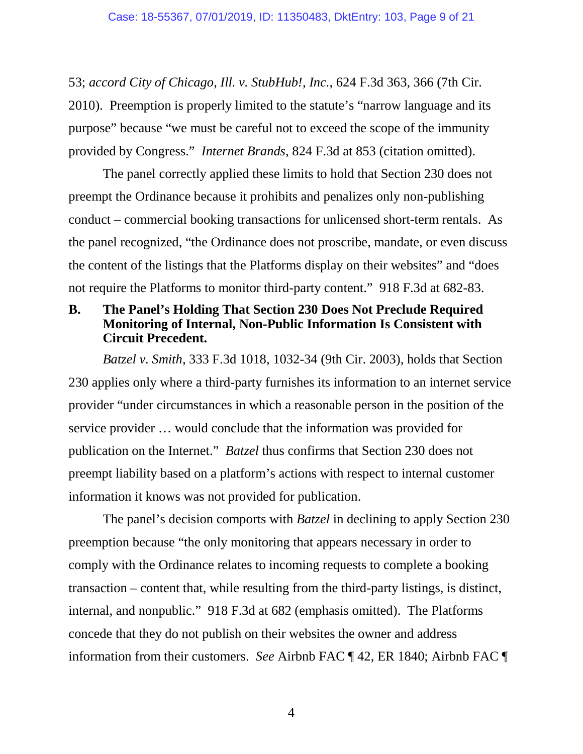53; *accord City of Chicago, Ill. v. StubHub!, Inc.*, 624 F.3d 363, 366 (7th Cir. 2010). Preemption is properly limited to the statute's "narrow language and its purpose" because "we must be careful not to exceed the scope of the immunity provided by Congress." *Internet Brands*, 824 F.3d at 853 (citation omitted).

The panel correctly applied these limits to hold that Section 230 does not preempt the Ordinance because it prohibits and penalizes only non-publishing conduct – commercial booking transactions for unlicensed short-term rentals. As the panel recognized, "the Ordinance does not proscribe, mandate, or even discuss the content of the listings that the Platforms display on their websites" and "does not require the Platforms to monitor third-party content." 918 F.3d at 682-83.

### B. The Panel's Holding That Section 230 Does Not Preclude Required Monitoring of Internal, Non-Public Information Is Consistent with Circuit Precedent.

*Batzel v. Smith*, 333 F.3d 1018, 1032-34 (9th Cir. 2003), holds that Section 230 applies only where a third-party furnishes its information to an internet service provider "under circumstances in which a reasonable person in the position of the service provider … would conclude that the information was provided for publication on the Internet." *Batzel* thus confirms that Section 230 does not preempt liability based on a platform's actions with respect to internal customer information it knows was not provided for publication.

The panel's decision comports with *Batzel* in declining to apply Section 230 preemption because "the only monitoring that appears necessary in order to comply with the Ordinance relates to incoming requests to complete a booking transaction – content that, while resulting from the third-party listings, is distinct, internal, and nonpublic." 918 F.3d at 682 (emphasis omitted). The Platforms concede that they do not publish on their websites the owner and address information from their customers. *See* Airbnb FAC ¶ 42, ER 1840; Airbnb FAC ¶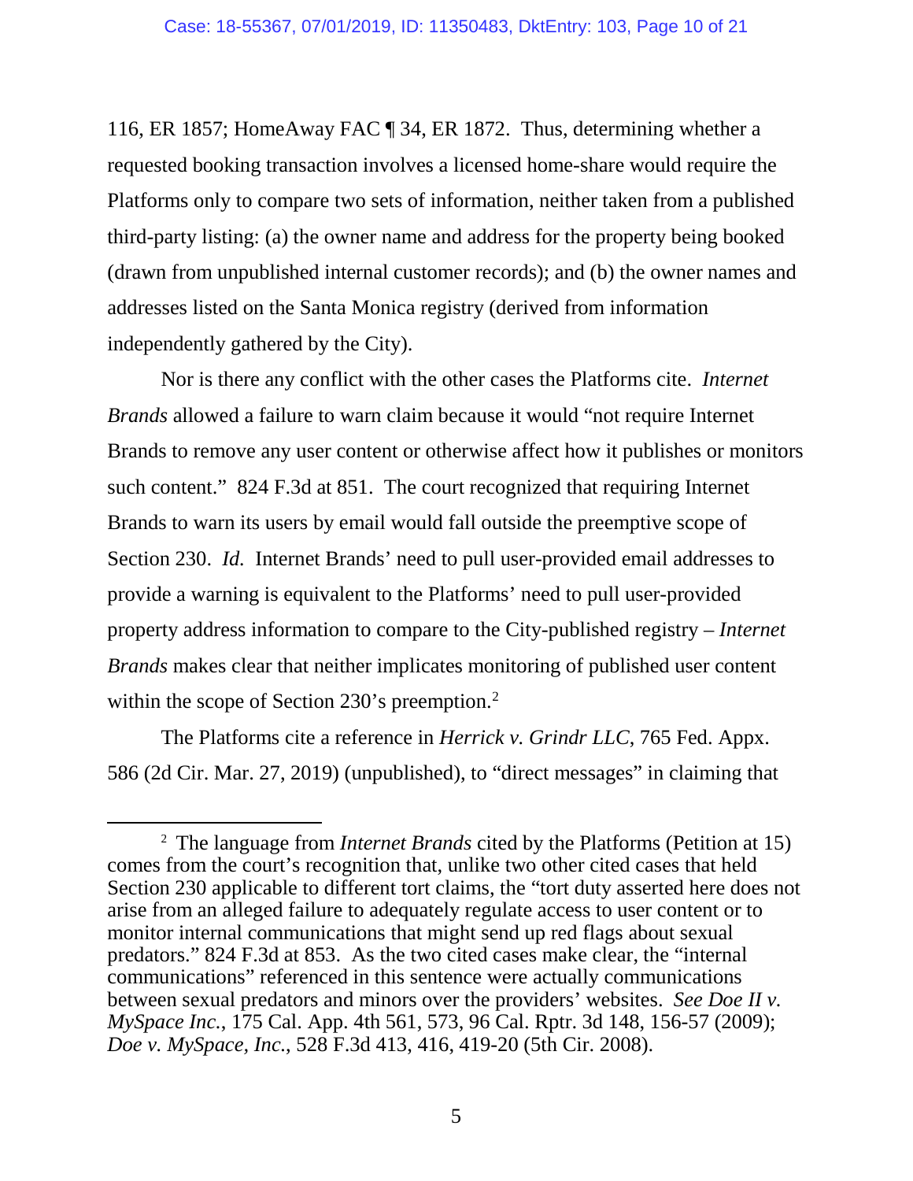116, ER 1857; HomeAway FAC ¶ 34, ER 1872. Thus, determining whether a requested booking transaction involves a licensed home-share would require the Platforms only to compare two sets of information, neither taken from a published third-party listing: (a) the owner name and address for the property being booked (drawn from unpublished internal customer records); and (b) the owner names and addresses listed on the Santa Monica registry (derived from information independently gathered by the City).

Nor is there any conflict with the other cases the Platforms cite. *Internet Brands* allowed a failure to warn claim because it would "not require Internet Brands to remove any user content or otherwise affect how it publishes or monitors such content." 824 F.3d at 851. The court recognized that requiring Internet Brands to warn its users by email would fall outside the preemptive scope of Section 230. *Id.* Internet Brands' need to pull user-provided email addresses to provide a warning is equivalent to the Platforms' need to pull user-provided property address information to compare to the City-published registry – *Internet Brands* makes clear that neither implicates monitoring of published user content within the scope of Section 230's preemption.[2]

The Platforms cite a reference in *Herrick v. Grindr LLC*, 765 Fed. Appx. 586 (2d Cir. Mar. 27, 2019) (unpublished), to "direct messages" in claiming that

---

[2] The language from *Internet Brands* cited by the Platforms (Petition at 15) comes from the court's recognition that, unlike two other cited cases that held Section 230 applicable to different tort claims, the "tort duty asserted here does not arise from an alleged failure to adequately regulate access to user content or to monitor internal communications that might send up red flags about sexual predators." 824 F.3d at 853. As the two cited cases make clear, the "internal communications" referenced in this sentence were actually communications between sexual predators and minors over the providers' websites. *See Doe II v. MySpace Inc.*, 175 Cal. App. 4th 561, 573, 96 Cal. Rptr. 3d 148, 156-57 (2009); *Doe v. MySpace, Inc.*, 528 F.3d 413, 416, 419-20 (5th Cir. 2008).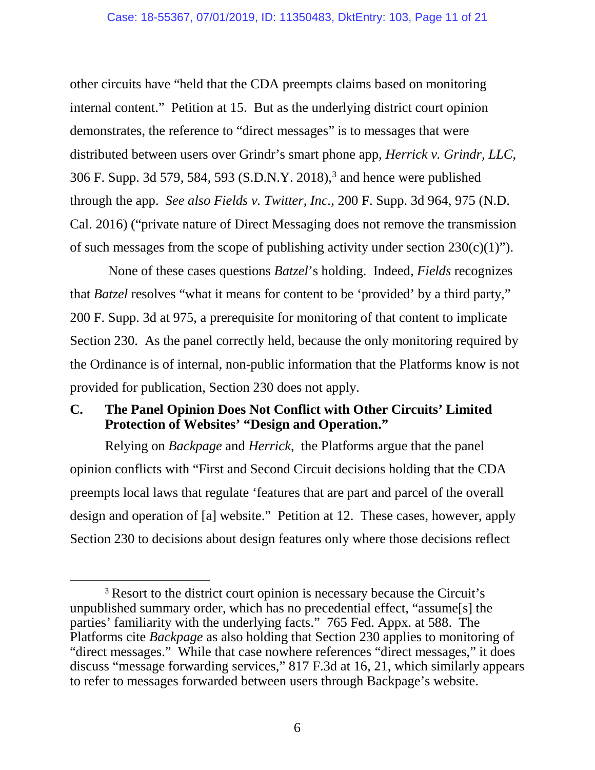other circuits have "held that the CDA preempts claims based on monitoring internal content." Petition at 15. But as the underlying district court opinion demonstrates, the reference to "direct messages" is to messages that were distributed between users over Grindr's smart phone app, *Herrick v. Grindr, LLC*, 306 F. Supp. 3d 579, 584, 593 (S.D.N.Y. 2018),[3] and hence were published through the app. *See also Fields v. Twitter, Inc.*, 200 F. Supp. 3d 964, 975 (N.D. Cal. 2016) ("private nature of Direct Messaging does not remove the transmission of such messages from the scope of publishing activity under section 230(c)(1)").

None of these cases questions *Batzel*'s holding. Indeed, *Fields* recognizes that *Batzel* resolves "what it means for content to be 'provided' by a third party," 200 F. Supp. 3d at 975, a prerequisite for monitoring of that content to implicate Section 230. As the panel correctly held, because the only monitoring required by the Ordinance is of internal, non-public information that the Platforms know is not provided for publication, Section 230 does not apply.

### C. The Panel Opinion Does Not Conflict with Other Circuits' Limited Protection of Websites' "Design and Operation."

Relying on *Backpage* and *Herrick*, the Platforms argue that the panel opinion conflicts with "First and Second Circuit decisions holding that the CDA preempts local laws that regulate 'features that are part and parcel of the overall design and operation of [a] website." Petition at 12. These cases, however, apply Section 230 to decisions about design features only where those decisions reflect

---

[3] Resort to the district court opinion is necessary because the Circuit's unpublished summary order, which has no precedential effect, "assume[s] the parties' familiarity with the underlying facts." 765 Fed. Appx. at 588. The Platforms cite *Backpage* as also holding that Section 230 applies to monitoring of "direct messages." While that case nowhere references "direct messages," it does discuss "message forwarding services," 817 F.3d at 16, 21, which similarly appears to refer to messages forwarded between users through Backpage's website.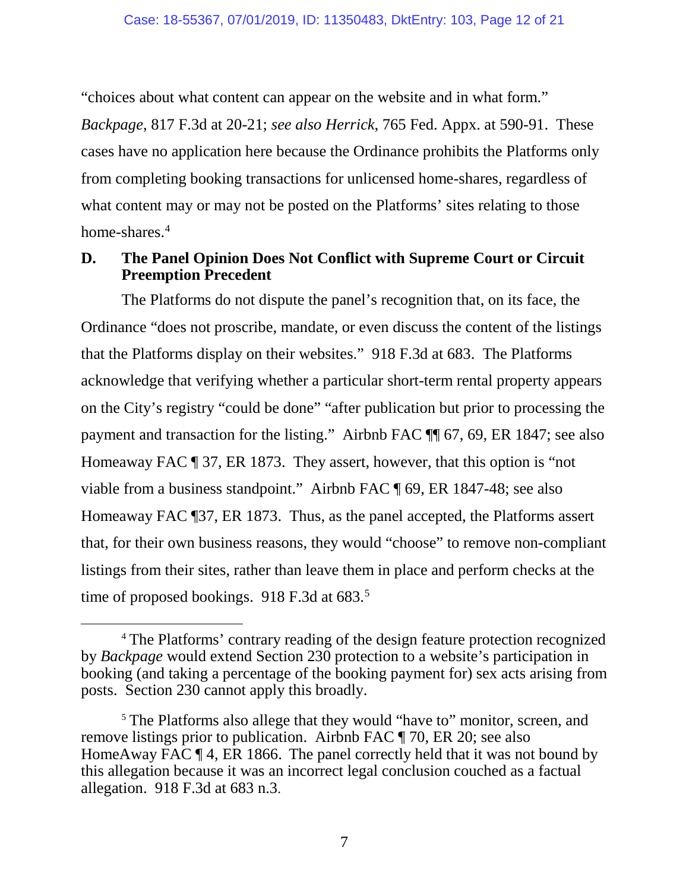"choices about what content can appear on the website and in what form." *Backpage*, 817 F.3d at 20-21; *see also Herrick*, 765 Fed. Appx. at 590-91. These cases have no application here because the Ordinance prohibits the Platforms only from completing booking transactions for unlicensed home-shares, regardless of what content may or may not be posted on the Platforms' sites relating to those home-shares.[4]

### D. The Panel Opinion Does Not Conflict with Supreme Court or Circuit Preemption Precedent

The Platforms do not dispute the panel's recognition that, on its face, the Ordinance "does not proscribe, mandate, or even discuss the content of the listings that the Platforms display on their websites." 918 F.3d at 683. The Platforms acknowledge that verifying whether a particular short-term rental property appears on the City's registry "could be done" "after publication but prior to processing the payment and transaction for the listing." Airbnb FAC ¶¶ 67, 69, ER 1847; see also Homeaway FAC ¶ 37, ER 1873. They assert, however, that this option is "not viable from a business standpoint." Airbnb FAC ¶ 69, ER 1847-48; see also Homeaway FAC ¶37, ER 1873. Thus, as the panel accepted, the Platforms assert that, for their own business reasons, they would "choose" to remove non-compliant listings from their sites, rather than leave them in place and perform checks at the time of proposed bookings. 918 F.3d at 683.[5]

---

[4] The Platforms' contrary reading of the design feature protection recognized by *Backpage* would extend Section 230 protection to a website's participation in booking (and taking a percentage of the booking payment for) sex acts arising from posts. Section 230 cannot apply this broadly.

[5] The Platforms also allege that they would "have to" monitor, screen, and remove listings prior to publication. Airbnb FAC ¶ 70, ER 20; see also HomeAway FAC ¶ 4, ER 1866. The panel correctly held that it was not bound by this allegation because it was an incorrect legal conclusion couched as a factual allegation. 918 F.3d at 683 n.3.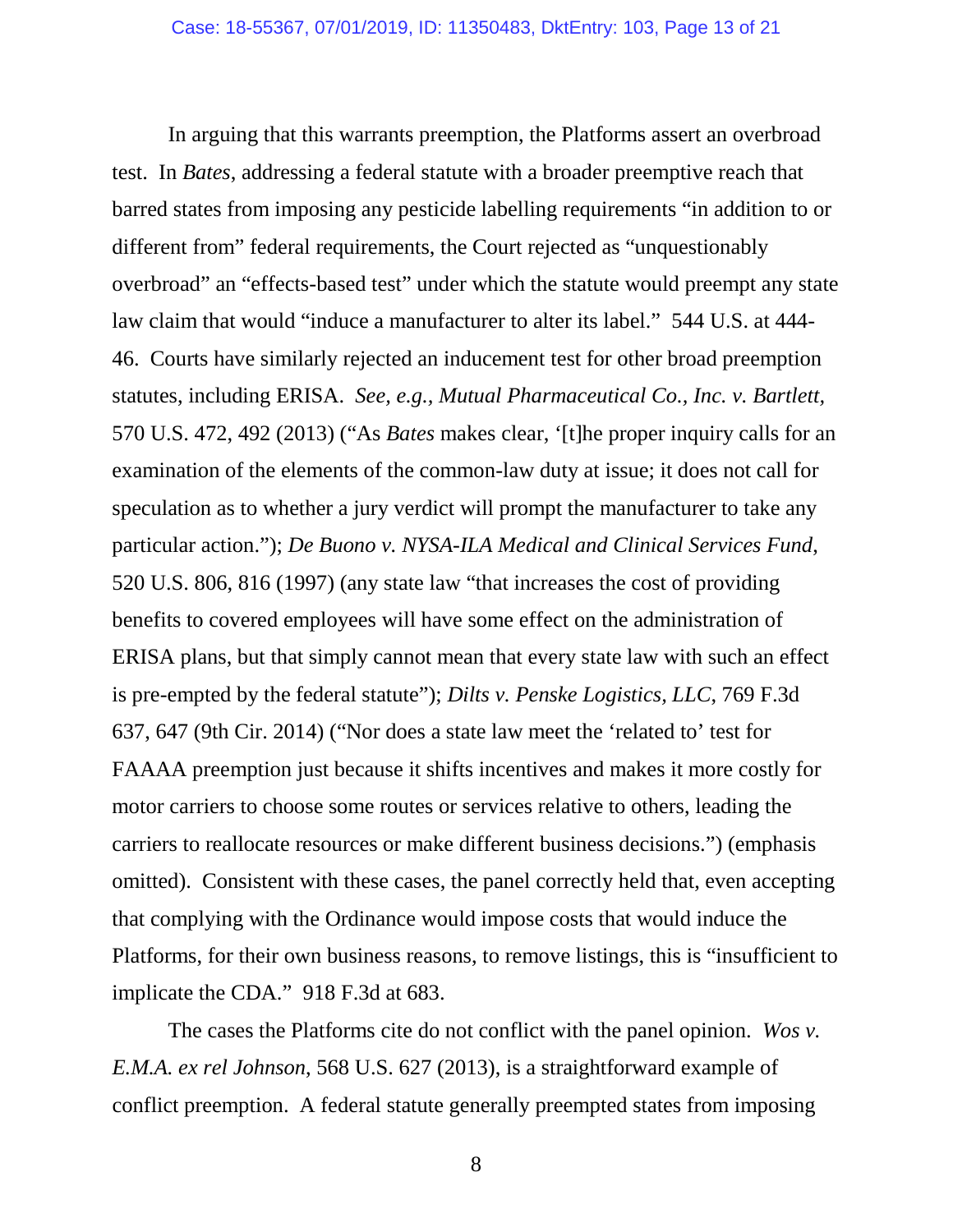In arguing that this warrants preemption, the Platforms assert an overbroad test. In *Bates*, addressing a federal statute with a broader preemptive reach that barred states from imposing any pesticide labelling requirements "in addition to or different from" federal requirements, the Court rejected as "unquestionably overbroad" an "effects-based test" under which the statute would preempt any state law claim that would "induce a manufacturer to alter its label." 544 U.S. at 444-46. Courts have similarly rejected an inducement test for other broad preemption statutes, including ERISA. *See, e.g., Mutual Pharmaceutical Co., Inc. v. Bartlett*, 570 U.S. 472, 492 (2013) ("As *Bates* makes clear, '[t]he proper inquiry calls for an examination of the elements of the common-law duty at issue; it does not call for speculation as to whether a jury verdict will prompt the manufacturer to take any particular action."); *De Buono v. NYSA-ILA Medical and Clinical Services Fund*, 520 U.S. 806, 816 (1997) (any state law "that increases the cost of providing benefits to covered employees will have some effect on the administration of ERISA plans, but that simply cannot mean that every state law with such an effect is pre-empted by the federal statute"); *Dilts v. Penske Logistics, LLC*, 769 F.3d 637, 647 (9th Cir. 2014) ("Nor does a state law meet the 'related to' test for FAAAA preemption just because it shifts incentives and makes it more costly for motor carriers to choose some routes or services relative to others, leading the carriers to reallocate resources or make different business decisions.") (emphasis omitted). Consistent with these cases, the panel correctly held that, even accepting that complying with the Ordinance would impose costs that would induce the Platforms, for their own business reasons, to remove listings, this is "insufficient to implicate the CDA." 918 F.3d at 683.

The cases the Platforms cite do not conflict with the panel opinion. *Wos v. E.M.A. ex rel Johnson*, 568 U.S. 627 (2013), is a straightforward example of conflict preemption. A federal statute generally preempted states from imposing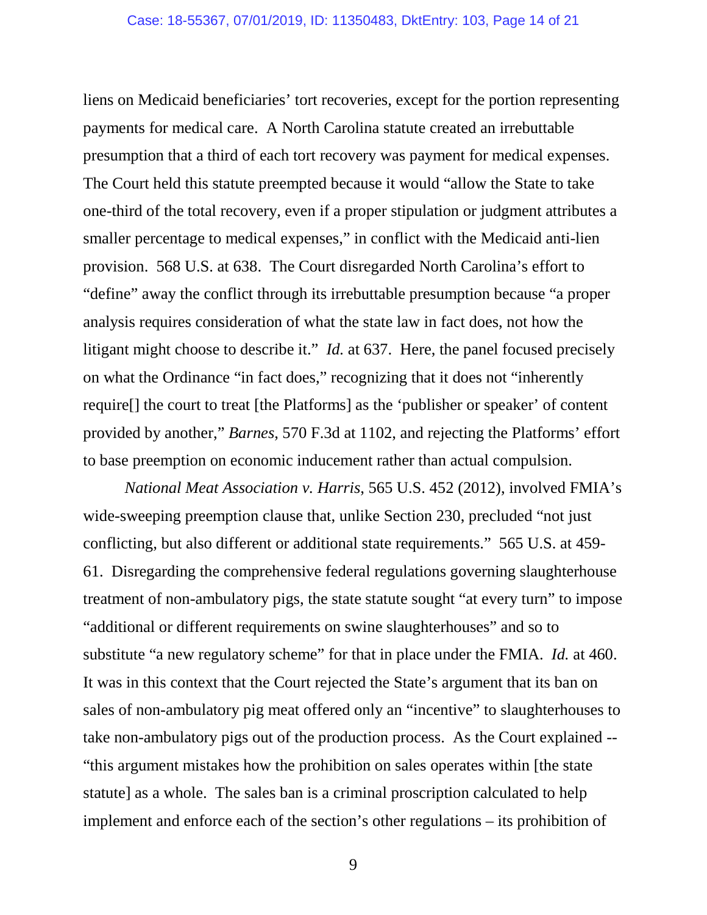liens on Medicaid beneficiaries' tort recoveries, except for the portion representing payments for medical care. A North Carolina statute created an irrebuttable presumption that a third of each tort recovery was payment for medical expenses. The Court held this statute preempted because it would "allow the State to take one-third of the total recovery, even if a proper stipulation or judgment attributes a smaller percentage to medical expenses," in conflict with the Medicaid anti-lien provision. 568 U.S. at 638. The Court disregarded North Carolina's effort to "define" away the conflict through its irrebuttable presumption because "a proper analysis requires consideration of what the state law in fact does, not how the litigant might choose to describe it." *Id.* at 637. Here, the panel focused precisely on what the Ordinance "in fact does," recognizing that it does not "inherently require[] the court to treat [the Platforms] as the 'publisher or speaker' of content provided by another," *Barnes*, 570 F.3d at 1102, and rejecting the Platforms' effort to base preemption on economic inducement rather than actual compulsion.

*National Meat Association v. Harris*, 565 U.S. 452 (2012), involved FMIA's wide-sweeping preemption clause that, unlike Section 230, precluded "not just conflicting, but also different or additional state requirements." 565 U.S. at 459-61. Disregarding the comprehensive federal regulations governing slaughterhouse treatment of non-ambulatory pigs, the state statute sought "at every turn" to impose "additional or different requirements on swine slaughterhouses" and so to substitute "a new regulatory scheme" for that in place under the FMIA. *Id.* at 460. It was in this context that the Court rejected the State's argument that its ban on sales of non-ambulatory pig meat offered only an "incentive" to slaughterhouses to take non-ambulatory pigs out of the production process. As the Court explained -- "this argument mistakes how the prohibition on sales operates within [the state statute] as a whole. The sales ban is a criminal proscription calculated to help implement and enforce each of the section's other regulations – its prohibition of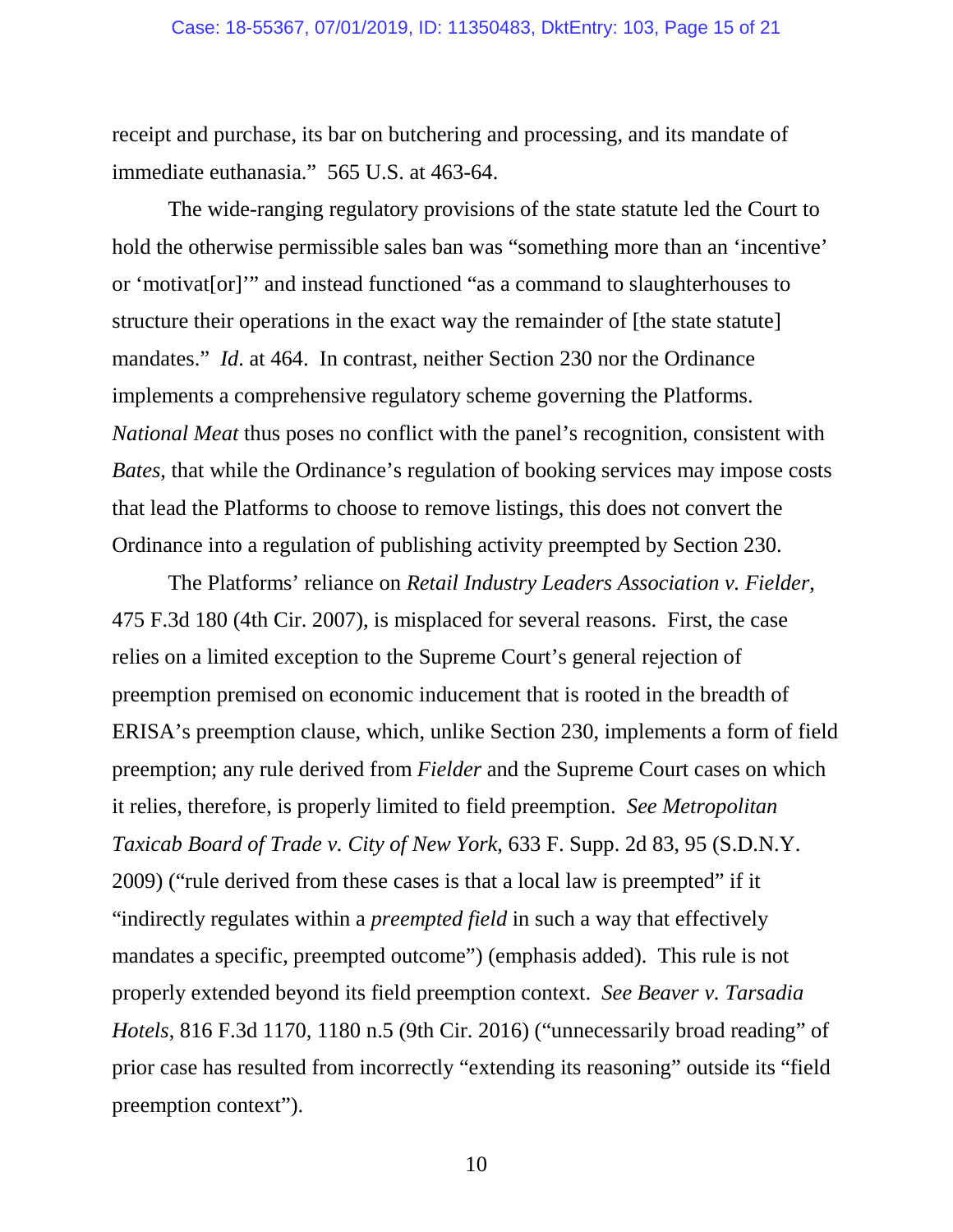receipt and purchase, its bar on butchering and processing, and its mandate of immediate euthanasia." 565 U.S. at 463-64.

The wide-ranging regulatory provisions of the state statute led the Court to hold the otherwise permissible sales ban was "something more than an 'incentive' or 'motivat[or]'" and instead functioned "as a command to slaughterhouses to structure their operations in the exact way the remainder of [the state statute] mandates." *Id.* at 464. In contrast, neither Section 230 nor the Ordinance implements a comprehensive regulatory scheme governing the Platforms. *National Meat* thus poses no conflict with the panel's recognition, consistent with *Bates*, that while the Ordinance's regulation of booking services may impose costs that lead the Platforms to choose to remove listings, this does not convert the Ordinance into a regulation of publishing activity preempted by Section 230.

The Platforms' reliance on *Retail Industry Leaders Association v. Fielder,* 475 F.3d 180 (4th Cir. 2007), is misplaced for several reasons. First, the case relies on a limited exception to the Supreme Court's general rejection of preemption premised on economic inducement that is rooted in the breadth of ERISA's preemption clause, which, unlike Section 230, implements a form of field preemption; any rule derived from *Fielder* and the Supreme Court cases on which it relies, therefore, is properly limited to field preemption. *See Metropolitan Taxicab Board of Trade v. City of New York,* 633 F. Supp. 2d 83, 95 (S.D.N.Y. 2009) ("rule derived from these cases is that a local law is preempted" if it "indirectly regulates within a *preempted field* in such a way that effectively mandates a specific, preempted outcome") (emphasis added). This rule is not properly extended beyond its field preemption context. *See Beaver v. Tarsadia Hotels,* 816 F.3d 1170, 1180 n.5 (9th Cir. 2016) ("unnecessarily broad reading" of prior case has resulted from incorrectly "extending its reasoning" outside its "field preemption context").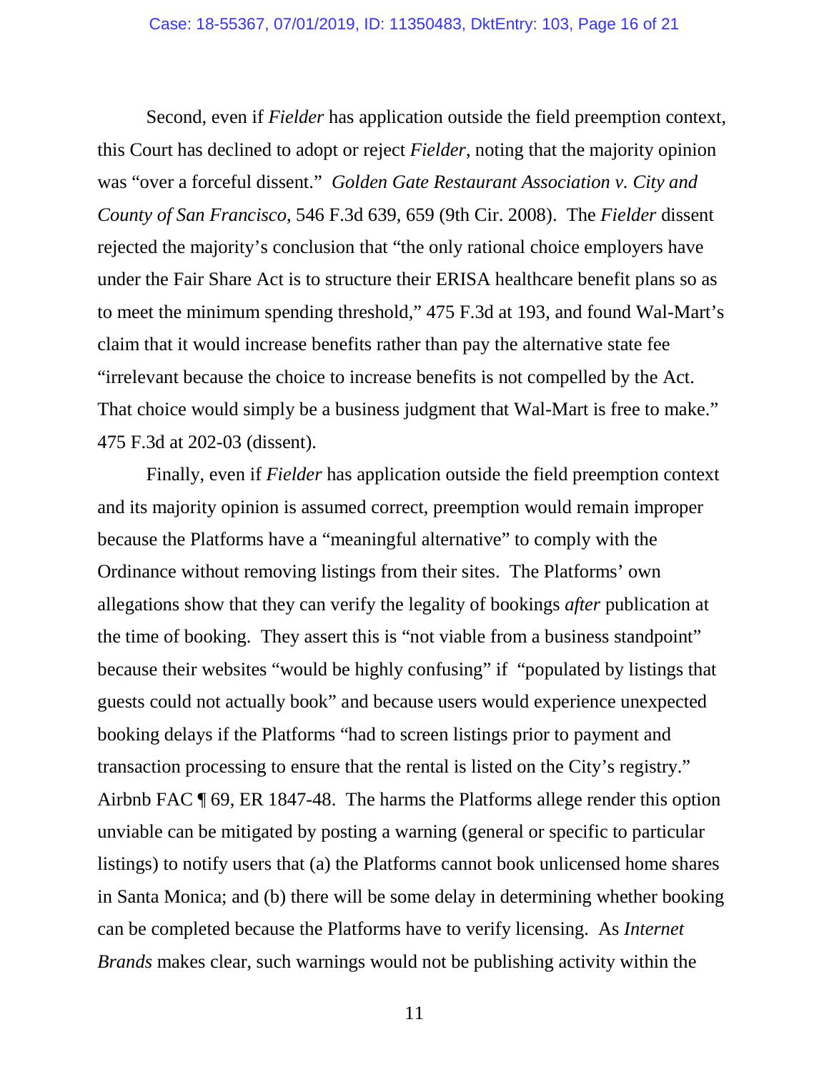Second, even if *Fielder* has application outside the field preemption context, this Court has declined to adopt or reject *Fielder*, noting that the majority opinion was "over a forceful dissent." *Golden Gate Restaurant Association v. City and County of San Francisco*, 546 F.3d 639, 659 (9th Cir. 2008). The *Fielder* dissent rejected the majority's conclusion that "the only rational choice employers have under the Fair Share Act is to structure their ERISA healthcare benefit plans so as to meet the minimum spending threshold," 475 F.3d at 193, and found Wal-Mart's claim that it would increase benefits rather than pay the alternative state fee "irrelevant because the choice to increase benefits is not compelled by the Act. That choice would simply be a business judgment that Wal-Mart is free to make." 475 F.3d at 202-03 (dissent).

Finally, even if *Fielder* has application outside the field preemption context and its majority opinion is assumed correct, preemption would remain improper because the Platforms have a "meaningful alternative" to comply with the Ordinance without removing listings from their sites. The Platforms' own allegations show that they can verify the legality of bookings *after* publication at the time of booking. They assert this is "not viable from a business standpoint" because their websites "would be highly confusing" if "populated by listings that guests could not actually book" and because users would experience unexpected booking delays if the Platforms "had to screen listings prior to payment and transaction processing to ensure that the rental is listed on the City's registry." Airbnb FAC ¶ 69, ER 1847-48. The harms the Platforms allege render this option unviable can be mitigated by posting a warning (general or specific to particular listings) to notify users that (a) the Platforms cannot book unlicensed home shares in Santa Monica; and (b) there will be some delay in determining whether booking can be completed because the Platforms have to verify licensing. As *Internet Brands* makes clear, such warnings would not be publishing activity within the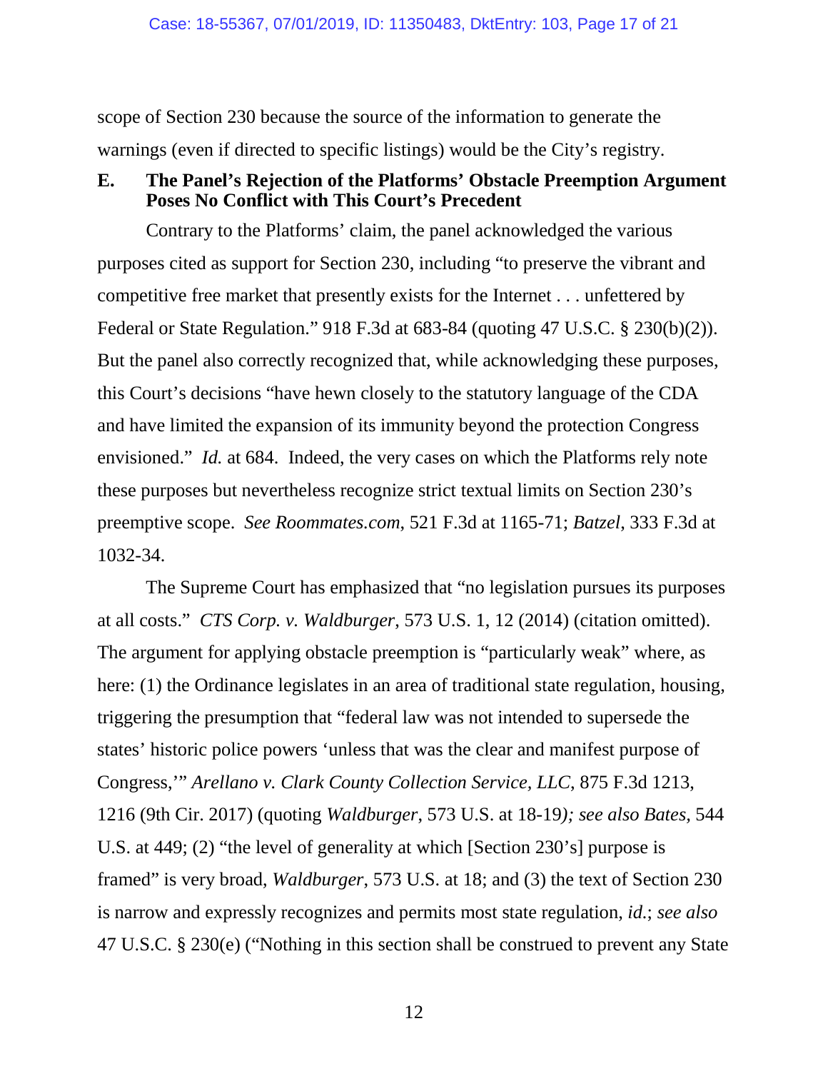scope of Section 230 because the source of the information to generate the warnings (even if directed to specific listings) would be the City's registry.

### E. The Panel's Rejection of the Platforms' Obstacle Preemption Argument Poses No Conflict with This Court's Precedent

Contrary to the Platforms' claim, the panel acknowledged the various purposes cited as support for Section 230, including "to preserve the vibrant and competitive free market that presently exists for the Internet . . . unfettered by Federal or State Regulation." 918 F.3d at 683-84 (quoting 47 U.S.C. § 230(b)(2)). But the panel also correctly recognized that, while acknowledging these purposes, this Court's decisions "have hewn closely to the statutory language of the CDA and have limited the expansion of its immunity beyond the protection Congress envisioned." *Id.* at 684. Indeed, the very cases on which the Platforms rely note these purposes but nevertheless recognize strict textual limits on Section 230's preemptive scope. *See Roommates.com*, 521 F.3d at 1165-71; *Batzel*, 333 F.3d at 1032-34.

The Supreme Court has emphasized that "no legislation pursues its purposes at all costs." *CTS Corp. v. Waldburger*, 573 U.S. 1, 12 (2014) (citation omitted). The argument for applying obstacle preemption is "particularly weak" where, as here: (1) the Ordinance legislates in an area of traditional state regulation, housing, triggering the presumption that "federal law was not intended to supersede the states' historic police powers 'unless that was the clear and manifest purpose of Congress,'" *Arellano v. Clark County Collection Service, LLC*, 875 F.3d 1213, 1216 (9th Cir. 2017) (quoting *Waldburger*, 573 U.S. at 18-19*); see also Bates*, 544 U.S. at 449; (2) "the level of generality at which [Section 230's] purpose is framed" is very broad, *Waldburger*, 573 U.S. at 18; and (3) the text of Section 230 is narrow and expressly recognizes and permits most state regulation, *id.*; *see also* 47 U.S.C. § 230(e) ("Nothing in this section shall be construed to prevent any State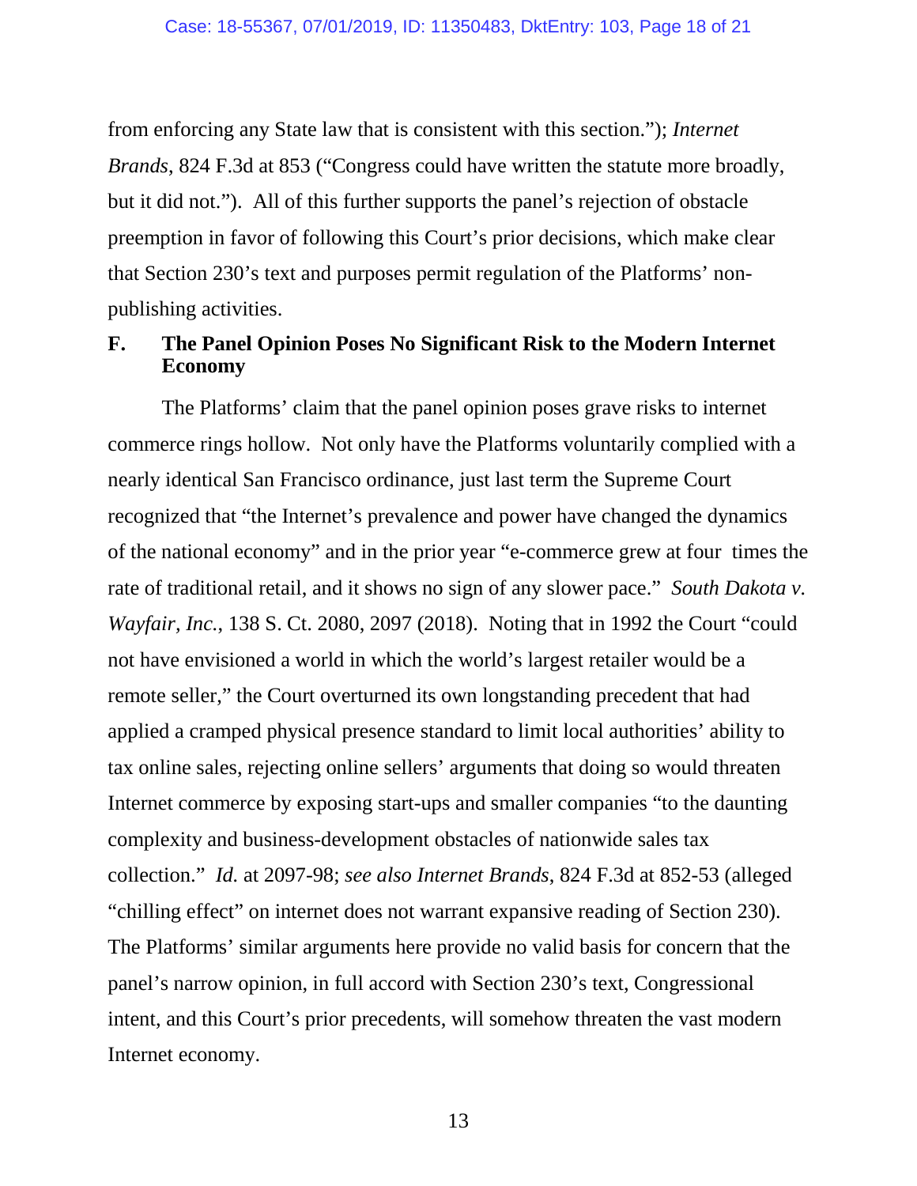from enforcing any State law that is consistent with this section."); *Internet Brands*, 824 F.3d at 853 ("Congress could have written the statute more broadly, but it did not."). All of this further supports the panel's rejection of obstacle preemption in favor of following this Court's prior decisions, which make clear that Section 230's text and purposes permit regulation of the Platforms' non-publishing activities.

### F. The Panel Opinion Poses No Significant Risk to the Modern Internet Economy

The Platforms' claim that the panel opinion poses grave risks to internet commerce rings hollow. Not only have the Platforms voluntarily complied with a nearly identical San Francisco ordinance, just last term the Supreme Court recognized that "the Internet's prevalence and power have changed the dynamics of the national economy" and in the prior year "e-commerce grew at four times the rate of traditional retail, and it shows no sign of any slower pace." *South Dakota v. Wayfair, Inc.*, 138 S. Ct. 2080, 2097 (2018). Noting that in 1992 the Court "could not have envisioned a world in which the world's largest retailer would be a remote seller," the Court overturned its own longstanding precedent that had applied a cramped physical presence standard to limit local authorities' ability to tax online sales, rejecting online sellers' arguments that doing so would threaten Internet commerce by exposing start-ups and smaller companies "to the daunting complexity and business-development obstacles of nationwide sales tax collection." *Id.* at 2097-98; *see also Internet Brands*, 824 F.3d at 852-53 (alleged "chilling effect" on internet does not warrant expansive reading of Section 230). The Platforms' similar arguments here provide no valid basis for concern that the panel's narrow opinion, in full accord with Section 230's text, Congressional intent, and this Court's prior precedents, will somehow threaten the vast modern Internet economy.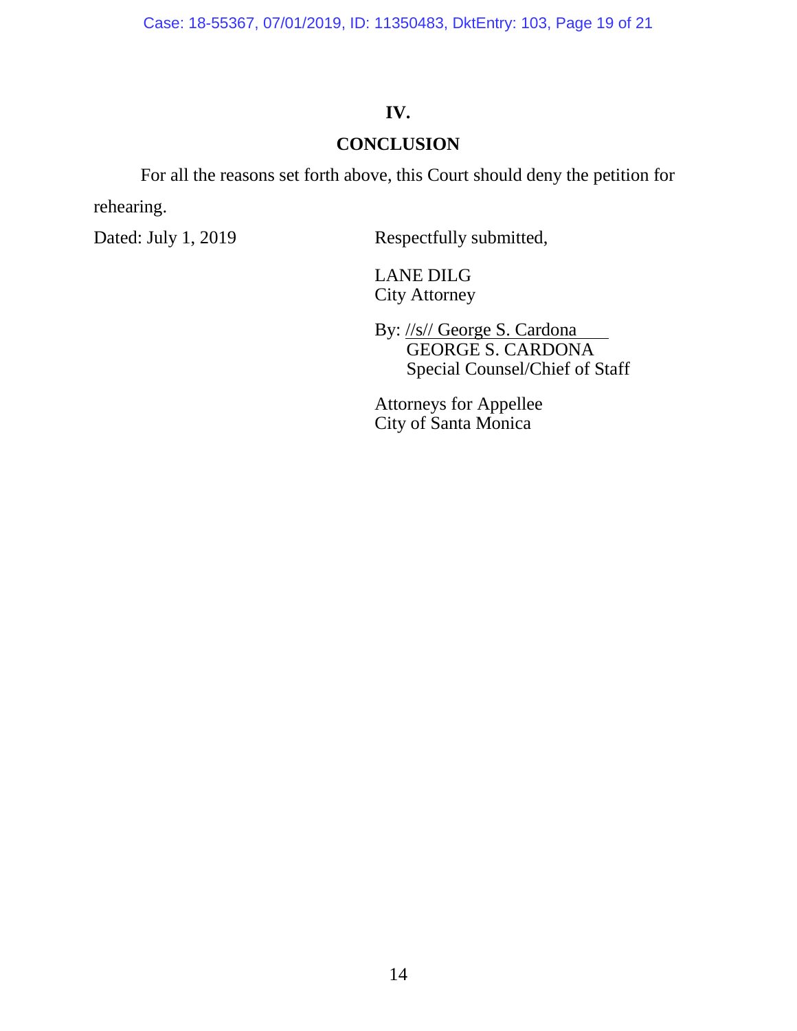## IV.

## CONCLUSION

For all the reasons set forth above, this Court should deny the petition for rehearing.

Dated: July 1, 2019

Respectfully submitted,

LANE DILG
City Attorney

By: //s// George S. Cardona
GEORGE S. CARDONA
Special Counsel/Chief of Staff

Attorneys for Appellee
City of Santa Monica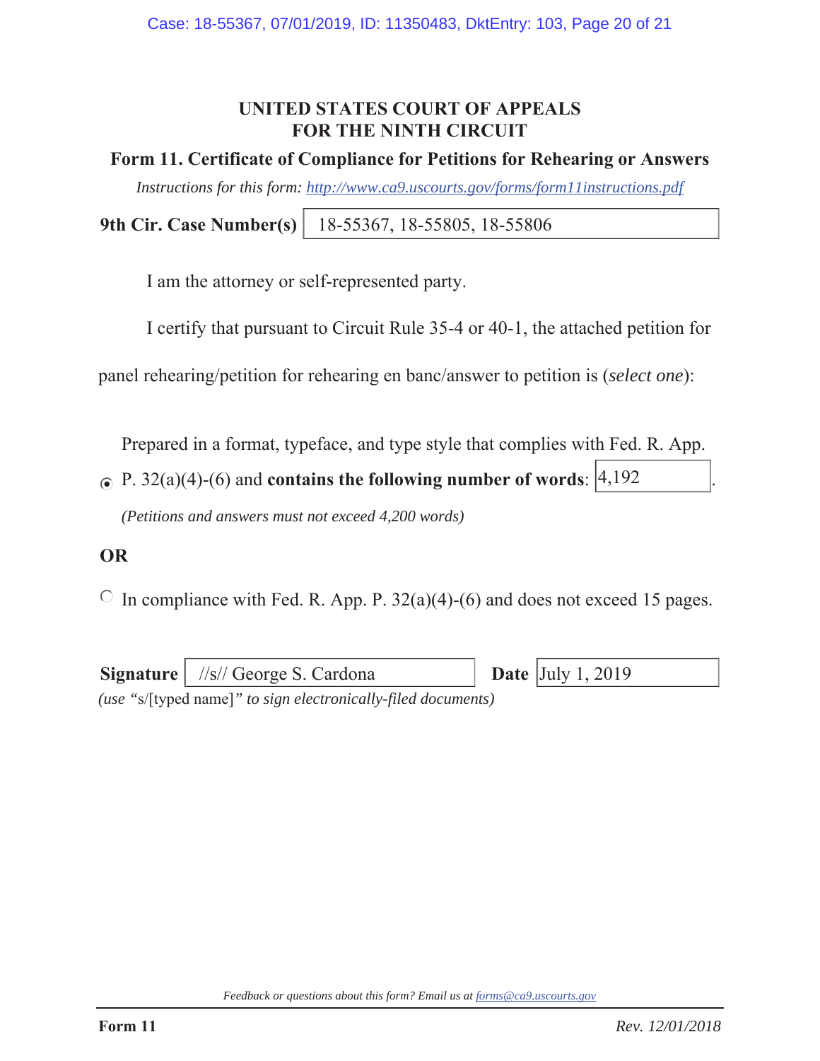# UNITED STATES COURT OF APPEALS
# FOR THE NINTH CIRCUIT

## Form 11. Certificate of Compliance for Petitions for Rehearing or Answers

*Instructions for this form: http://www.ca9.uscourts.gov/forms/form11instructions.pdf*

**9th Cir. Case Number(s)** 18-55367, 18-55805, 18-55806

I am the attorney or self-represented party.

I certify that pursuant to Circuit Rule 35-4 or 40-1, the attached petition for panel rehearing/petition for rehearing en banc/answer to petition is (*select one*):

◉ Prepared in a format, typeface, and type style that complies with Fed. R. App. P. 32(a)(4)-(6) and **contains the following number of words**: 4,192.

*(Petitions and answers must not exceed 4,200 words)*

**OR**

○ In compliance with Fed. R. App. P. 32(a)(4)-(6) and does not exceed 15 pages.

**Signature** //s// George S. Cardona **Date** July 1, 2019

*(use "s/[typed name]" to sign electronically-filed documents)*

*Feedback or questions about this form? Email us at forms@ca9.uscourts.gov*

**Form 11** *Rev. 12/01/2018*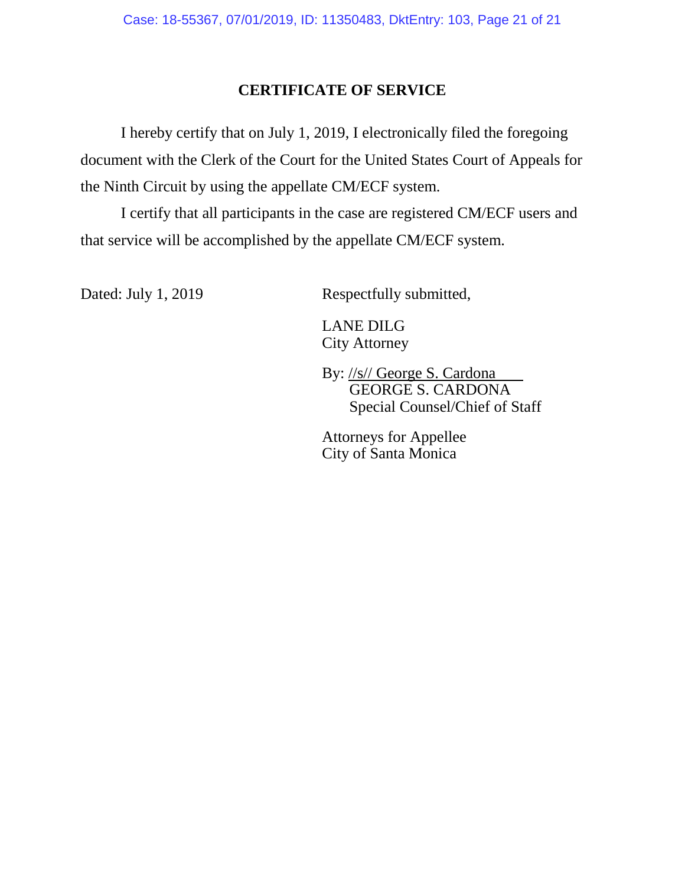## CERTIFICATE OF SERVICE

I hereby certify that on July 1, 2019, I electronically filed the foregoing document with the Clerk of the Court for the United States Court of Appeals for the Ninth Circuit by using the appellate CM/ECF system.

I certify that all participants in the case are registered CM/ECF users and that service will be accomplished by the appellate CM/ECF system.

Dated: July 1, 2019

Respectfully submitted,

LANE DILG
City Attorney

By: //s// George S. Cardona
GEORGE S. CARDONA
Special Counsel/Chief of Staff

Attorneys for Appellee
City of Santa Monica